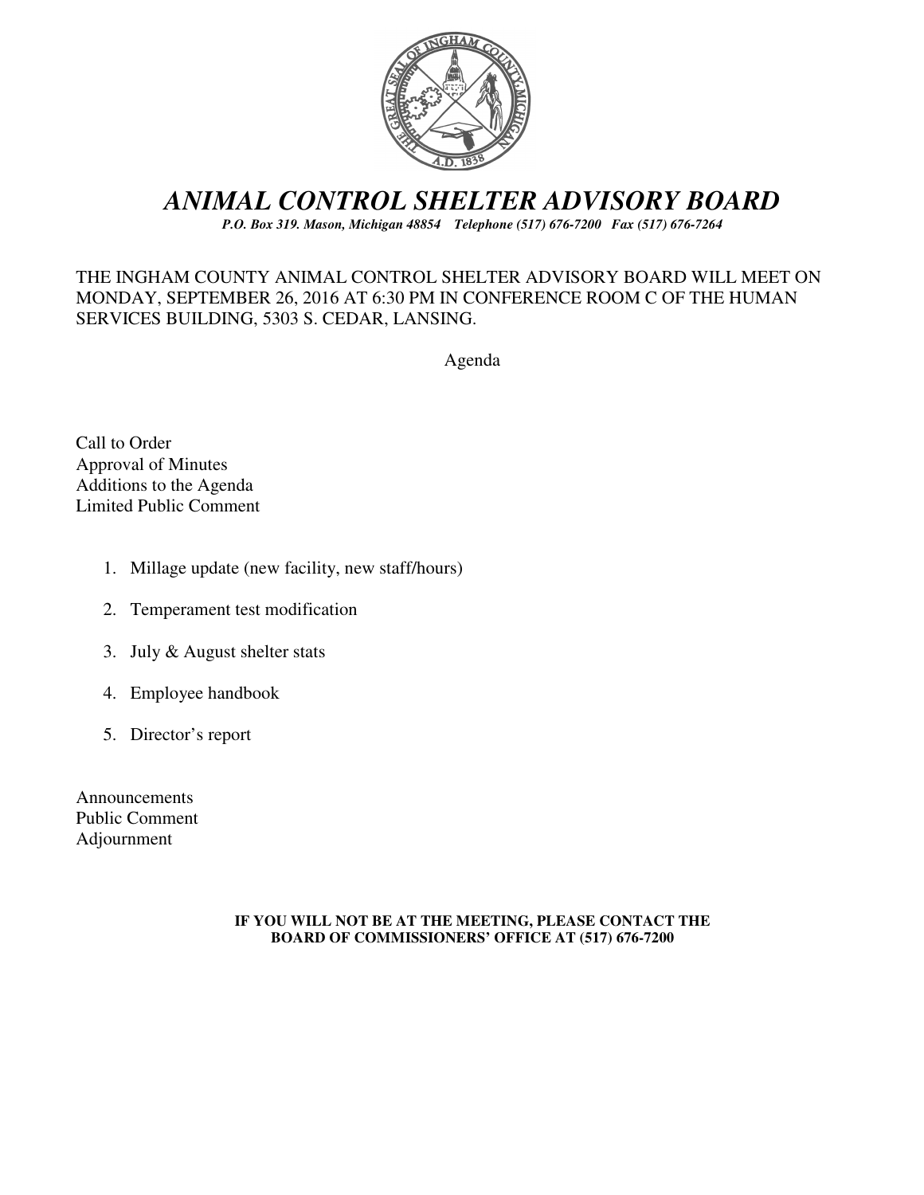# *ANIMAL CONTROL SHELTER ADVISORY BOARD*

***P.O. Box 319. Mason, Michigan 48854 Telephone (517) 676-7200 Fax (517) 676-7264***

THE INGHAM COUNTY ANIMAL CONTROL SHELTER ADVISORY BOARD WILL MEET ON MONDAY, SEPTEMBER 26, 2016 AT 6:30 PM IN CONFERENCE ROOM C OF THE HUMAN SERVICES BUILDING, 5303 S. CEDAR, LANSING.

Agenda

Call to Order
Approval of Minutes
Additions to the Agenda
Limited Public Comment

1. Millage update (new facility, new staff/hours)
2. Temperament test modification
3. July & August shelter stats
4. Employee handbook
5. Director's report

Announcements
Public Comment
Adjournment

**IF YOU WILL NOT BE AT THE MEETING, PLEASE CONTACT THE BOARD OF COMMISSIONERS' OFFICE AT (517) 676-7200**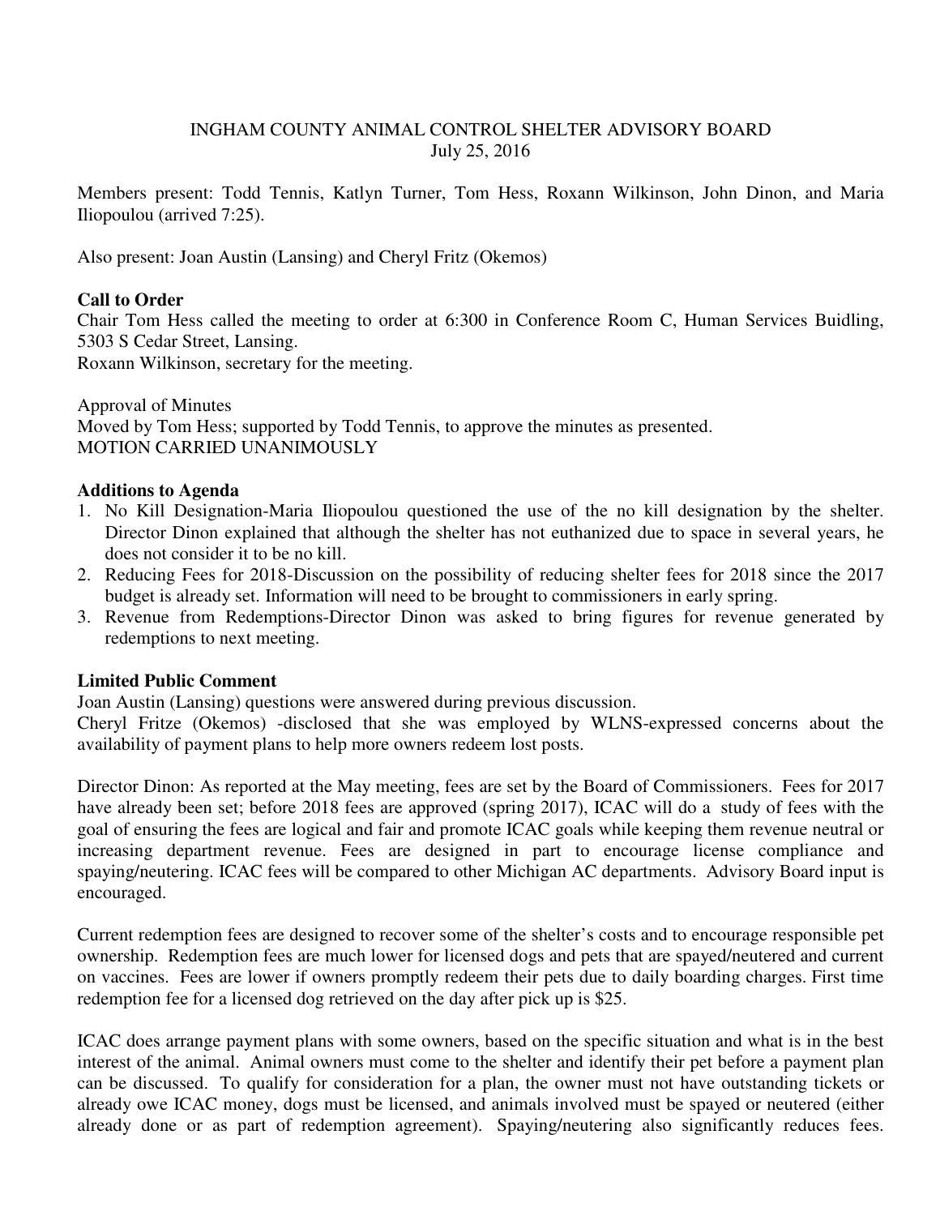INGHAM COUNTY ANIMAL CONTROL SHELTER ADVISORY BOARD
July 25, 2016

Members present: Todd Tennis, Katlyn Turner, Tom Hess, Roxann Wilkinson, John Dinon, and Maria Iliopoulou (arrived 7:25).

Also present: Joan Austin (Lansing) and Cheryl Fritz (Okemos)

**Call to Order**
Chair Tom Hess called the meeting to order at 6:300 in Conference Room C, Human Services Buidling, 5303 S Cedar Street, Lansing.
Roxann Wilkinson, secretary for the meeting.

Approval of Minutes
Moved by Tom Hess; supported by Todd Tennis, to approve the minutes as presented.
MOTION CARRIED UNANIMOUSLY

**Additions to Agenda**

1. No Kill Designation-Maria Iliopoulou questioned the use of the no kill designation by the shelter. Director Dinon explained that although the shelter has not euthanized due to space in several years, he does not consider it to be no kill.
2. Reducing Fees for 2018-Discussion on the possibility of reducing shelter fees for 2018 since the 2017 budget is already set. Information will need to be brought to commissioners in early spring.
3. Revenue from Redemptions-Director Dinon was asked to bring figures for revenue generated by redemptions to next meeting.

**Limited Public Comment**
Joan Austin (Lansing) questions were answered during previous discussion.
Cheryl Fritze (Okemos) -disclosed that she was employed by WLNS-expressed concerns about the availability of payment plans to help more owners redeem lost posts.

Director Dinon: As reported at the May meeting, fees are set by the Board of Commissioners. Fees for 2017 have already been set; before 2018 fees are approved (spring 2017), ICAC will do a study of fees with the goal of ensuring the fees are logical and fair and promote ICAC goals while keeping them revenue neutral or increasing department revenue. Fees are designed in part to encourage license compliance and spaying/neutering. ICAC fees will be compared to other Michigan AC departments. Advisory Board input is encouraged.

Current redemption fees are designed to recover some of the shelter's costs and to encourage responsible pet ownership. Redemption fees are much lower for licensed dogs and pets that are spayed/neutered and current on vaccines. Fees are lower if owners promptly redeem their pets due to daily boarding charges. First time redemption fee for a licensed dog retrieved on the day after pick up is $25.

ICAC does arrange payment plans with some owners, based on the specific situation and what is in the best interest of the animal. Animal owners must come to the shelter and identify their pet before a payment plan can be discussed. To qualify for consideration for a plan, the owner must not have outstanding tickets or already owe ICAC money, dogs must be licensed, and animals involved must be spayed or neutered (either already done or as part of redemption agreement). Spaying/neutering also significantly reduces fees.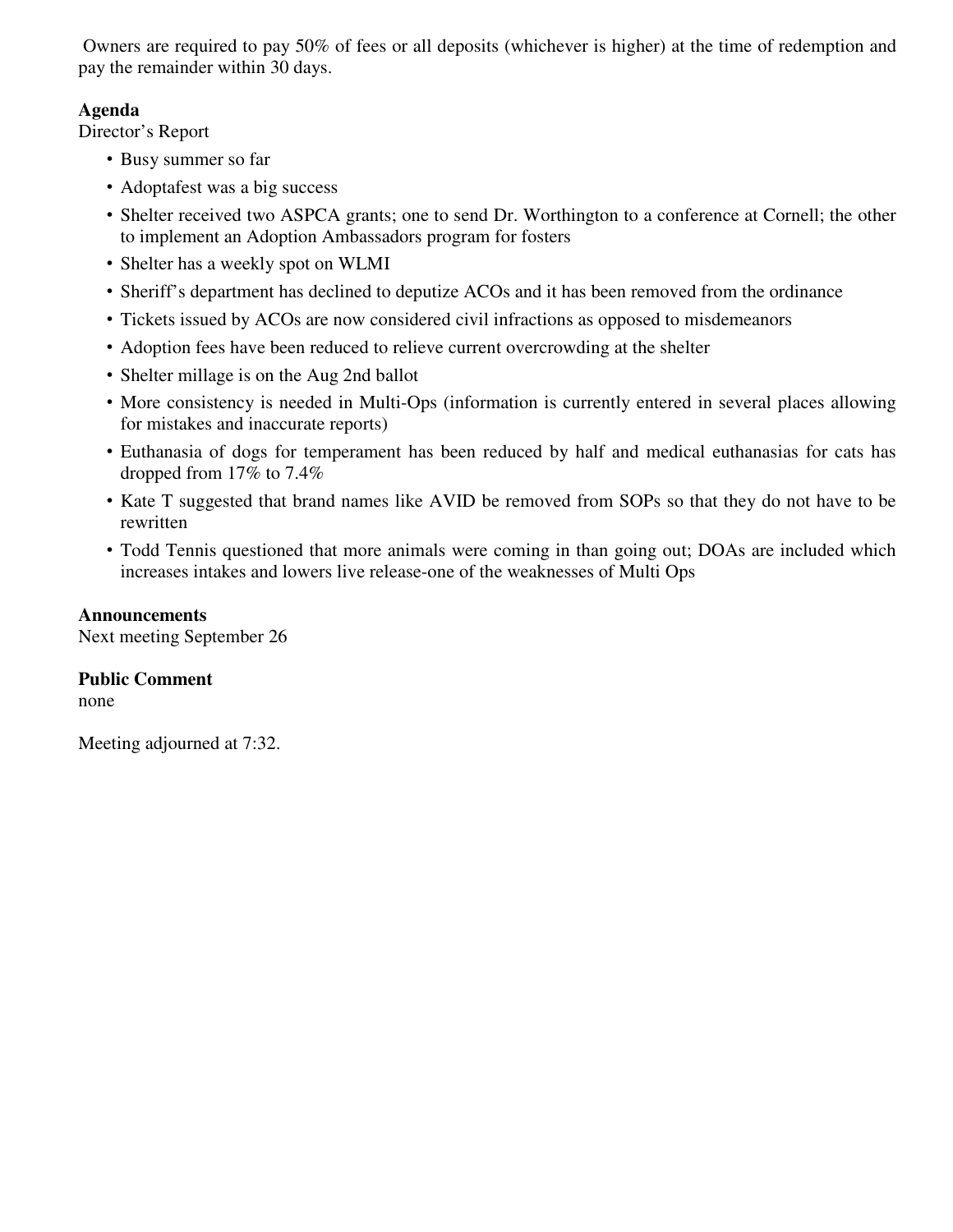Owners are required to pay 50% of fees or all deposits (whichever is higher) at the time of redemption and pay the remainder within 30 days.

**Agenda**

Director's Report

- Busy summer so far
- Adoptafest was a big success
- Shelter received two ASPCA grants; one to send Dr. Worthington to a conference at Cornell; the other to implement an Adoption Ambassadors program for fosters
- Shelter has a weekly spot on WLMI
- Sheriff's department has declined to deputize ACOs and it has been removed from the ordinance
- Tickets issued by ACOs are now considered civil infractions as opposed to misdemeanors
- Adoption fees have been reduced to relieve current overcrowding at the shelter
- Shelter millage is on the Aug 2nd ballot
- More consistency is needed in Multi-Ops (information is currently entered in several places allowing for mistakes and inaccurate reports)
- Euthanasia of dogs for temperament has been reduced by half and medical euthanasias for cats has dropped from 17% to 7.4%
- Kate T suggested that brand names like AVID be removed from SOPs so that they do not have to be rewritten
- Todd Tennis questioned that more animals were coming in than going out; DOAs are included which increases intakes and lowers live release-one of the weaknesses of Multi Ops

**Announcements**

Next meeting September 26

**Public Comment**

none

Meeting adjourned at 7:32.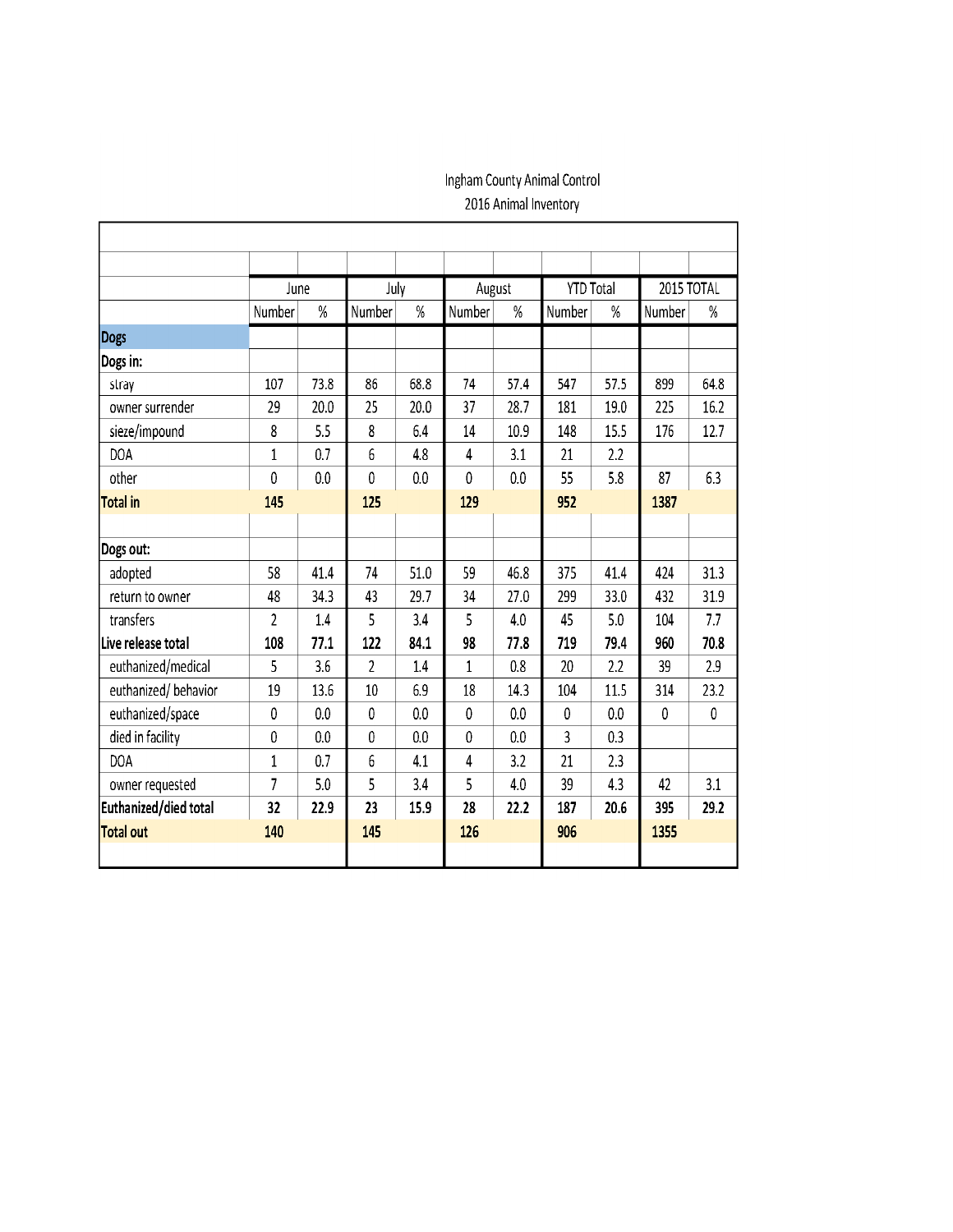Ingham County Animal Control

2016 Animal Inventory

| | June | | July | | August | | YTD Total | | 2015 TOTAL | |
|---|---|---|---|---|---|---|---|---|---|---|
| | Number | % | Number | % | Number | % | Number | % | Number | % |
| **Dogs** | | | | | | | | | | |
| **Dogs in:** | | | | | | | | | | |
| stray | 107 | 73.8 | 86 | 68.8 | 74 | 57.4 | 547 | 57.5 | 899 | 64.8 |
| owner surrender | 29 | 20.0 | 25 | 20.0 | 37 | 28.7 | 181 | 19.0 | 225 | 16.2 |
| sieze/impound | 8 | 5.5 | 8 | 6.4 | 14 | 10.9 | 148 | 15.5 | 176 | 12.7 |
| DOA | 1 | 0.7 | 6 | 4.8 | 4 | 3.1 | 21 | 2.2 | | |
| other | 0 | 0.0 | 0 | 0.0 | 0 | 0.0 | 55 | 5.8 | 87 | 6.3 |
| **Total in** | **145** | | **125** | | **129** | | **952** | | **1387** | |
| | | | | | | | | | | |
| **Dogs out:** | | | | | | | | | | |
| adopted | 58 | 41.4 | 74 | 51.0 | 59 | 46.8 | 375 | 41.4 | 424 | 31.3 |
| return to owner | 48 | 34.3 | 43 | 29.7 | 34 | 27.0 | 299 | 33.0 | 432 | 31.9 |
| transfers | 2 | 1.4 | 5 | 3.4 | 5 | 4.0 | 45 | 5.0 | 104 | 7.7 |
| **Live release total** | **108** | **77.1** | **122** | **84.1** | **98** | **77.8** | **719** | **79.4** | **960** | **70.8** |
| euthanized/medical | 5 | 3.6 | 2 | 1.4 | 1 | 0.8 | 20 | 2.2 | 39 | 2.9 |
| euthanized/ behavior | 19 | 13.6 | 10 | 6.9 | 18 | 14.3 | 104 | 11.5 | 314 | 23.2 |
| euthanized/space | 0 | 0.0 | 0 | 0.0 | 0 | 0.0 | 0 | 0.0 | 0 | 0 |
| died in facility | 0 | 0.0 | 0 | 0.0 | 0 | 0.0 | 3 | 0.3 | | |
| DOA | 1 | 0.7 | 6 | 4.1 | 4 | 3.2 | 21 | 2.3 | | |
| owner requested | 7 | 5.0 | 5 | 3.4 | 5 | 4.0 | 39 | 4.3 | 42 | 3.1 |
| **Euthanized/died total** | **32** | **22.9** | **23** | **15.9** | **28** | **22.2** | **187** | **20.6** | **395** | **29.2** |
| **Total out** | **140** | | **145** | | **126** | | **906** | | **1355** | |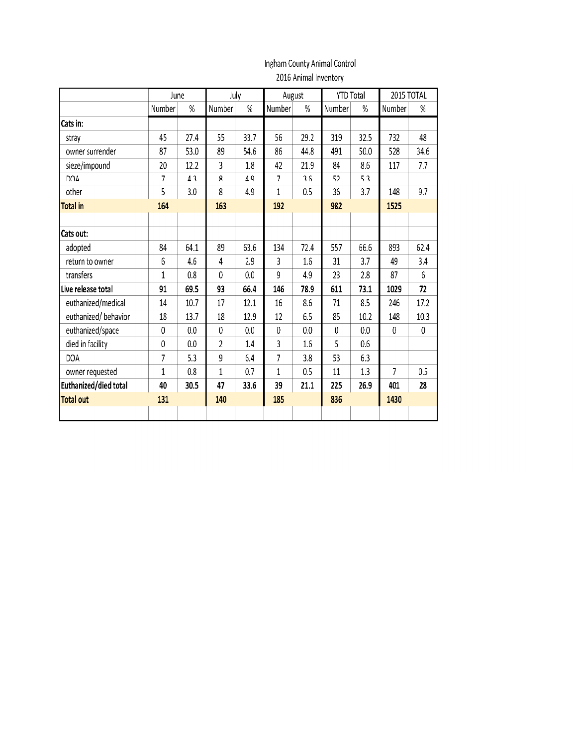Ingham County Animal Control

2016 Animal Inventory

| | June | | July | | August | | YTD Total | | 2015 TOTAL | |
|---|---|---|---|---|---|---|---|---|---|---|
| | Number | % | Number | % | Number | % | Number | % | Number | % |
| **Cats in:** | | | | | | | | | | |
| stray | 45 | 27.4 | 55 | 33.7 | 56 | 29.2 | 319 | 32.5 | 732 | 48 |
| owner surrender | 87 | 53.0 | 89 | 54.6 | 86 | 44.8 | 491 | 50.0 | 528 | 34.6 |
| sieze/impound | 20 | 12.2 | 3 | 1.8 | 42 | 21.9 | 84 | 8.6 | 117 | 7.7 |
| DOA | 7 | 4.3 | 8 | 4.9 | 7 | 3.6 | 52 | 5.3 | | |
| other | 5 | 3.0 | 8 | 4.9 | 1 | 0.5 | 36 | 3.7 | 148 | 9.7 |
| **Total in** | **164** | | **163** | | **192** | | **982** | | **1525** | |
| | | | | | | | | | | |
| **Cats out:** | | | | | | | | | | |
| adopted | 84 | 64.1 | 89 | 63.6 | 134 | 72.4 | 557 | 66.6 | 893 | 62.4 |
| return to owner | 6 | 4.6 | 4 | 2.9 | 3 | 1.6 | 31 | 3.7 | 49 | 3.4 |
| transfers | 1 | 0.8 | 0 | 0.0 | 9 | 4.9 | 23 | 2.8 | 87 | 6 |
| **Live release total** | **91** | **69.5** | **93** | **66.4** | **146** | **78.9** | **611** | **73.1** | **1029** | **72** |
| euthanized/medical | 14 | 10.7 | 17 | 12.1 | 16 | 8.6 | 71 | 8.5 | 246 | 17.2 |
| euthanized/ behavior | 18 | 13.7 | 18 | 12.9 | 12 | 6.5 | 85 | 10.2 | 148 | 10.3 |
| euthanized/space | 0 | 0.0 | 0 | 0.0 | 0 | 0.0 | 0 | 0.0 | 0 | 0 |
| died in facility | 0 | 0.0 | 2 | 1.4 | 3 | 1.6 | 5 | 0.6 | | |
| DOA | 7 | 5.3 | 9 | 6.4 | 7 | 3.8 | 53 | 6.3 | | |
| owner requested | 1 | 0.8 | 1 | 0.7 | 1 | 0.5 | 11 | 1.3 | 7 | 0.5 |
| **Euthanized/died total** | **40** | **30.5** | **47** | **33.6** | **39** | **21.1** | **225** | **26.9** | **401** | **28** |
| **Total out** | **131** | | **140** | | **185** | | **836** | | **1430** | |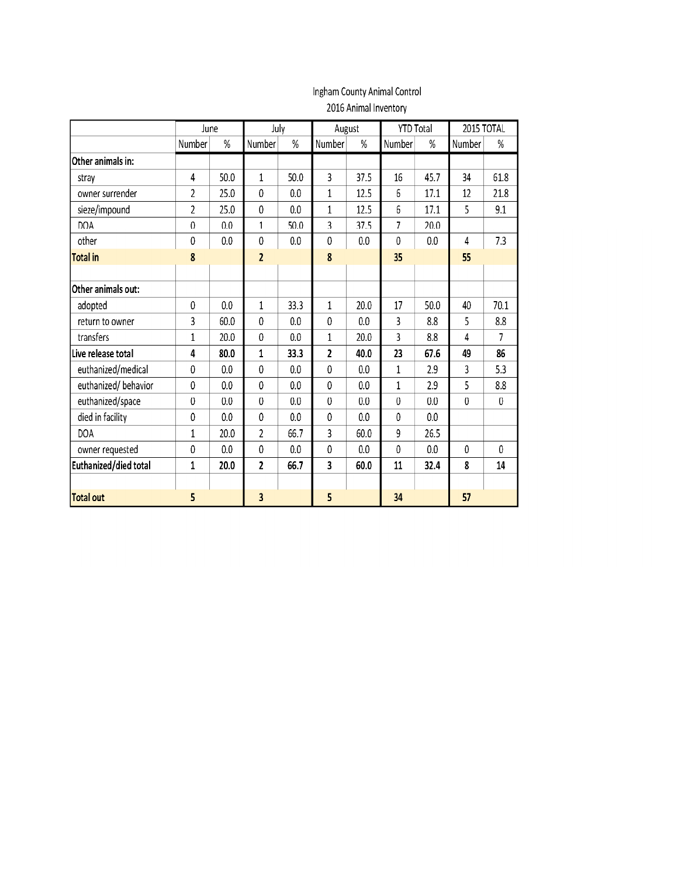Ingham County Animal Control

2016 Animal Inventory

| | June | | July | | August | | YTD Total | | 2015 TOTAL | |
|---|---|---|---|---|---|---|---|---|---|---|
| | Number | % | Number | % | Number | % | Number | % | Number | % |
| **Other animals in:** | | | | | | | | | | |
| stray | 4 | 50.0 | 1 | 50.0 | 3 | 37.5 | 16 | 45.7 | 34 | 61.8 |
| owner surrender | 2 | 25.0 | 0 | 0.0 | 1 | 12.5 | 6 | 17.1 | 12 | 21.8 |
| sieze/impound | 2 | 25.0 | 0 | 0.0 | 1 | 12.5 | 6 | 17.1 | 5 | 9.1 |
| DOA | 0 | 0.0 | 1 | 50.0 | 3 | 37.5 | 7 | 20.0 | | |
| other | 0 | 0.0 | 0 | 0.0 | 0 | 0.0 | 0 | 0.0 | 4 | 7.3 |
| **Total in** | **8** | | **2** | | **8** | | **35** | | **55** | |
| | | | | | | | | | | |
| **Other animals out:** | | | | | | | | | | |
| adopted | 0 | 0.0 | 1 | 33.3 | 1 | 20.0 | 17 | 50.0 | 40 | 70.1 |
| return to owner | 3 | 60.0 | 0 | 0.0 | 0 | 0.0 | 3 | 8.8 | 5 | 8.8 |
| transfers | 1 | 20.0 | 0 | 0.0 | 1 | 20.0 | 3 | 8.8 | 4 | 7 |
| **Live release total** | **4** | **80.0** | **1** | **33.3** | **2** | **40.0** | **23** | **67.6** | **49** | **86** |
| euthanized/medical | 0 | 0.0 | 0 | 0.0 | 0 | 0.0 | 1 | 2.9 | 3 | 5.3 |
| euthanized/ behavior | 0 | 0.0 | 0 | 0.0 | 0 | 0.0 | 1 | 2.9 | 5 | 8.8 |
| euthanized/space | 0 | 0.0 | 0 | 0.0 | 0 | 0.0 | 0 | 0.0 | 0 | 0 |
| died in facility | 0 | 0.0 | 0 | 0.0 | 0 | 0.0 | 0 | 0.0 | | |
| DOA | 1 | 20.0 | 2 | 66.7 | 3 | 60.0 | 9 | 26.5 | | |
| owner requested | 0 | 0.0 | 0 | 0.0 | 0 | 0.0 | 0 | 0.0 | 0 | 0 |
| **Euthanized/died total** | **1** | **20.0** | **2** | **66.7** | **3** | **60.0** | **11** | **32.4** | **8** | **14** |
| | | | | | | | | | | |
| **Total out** | **5** | | **3** | | **5** | | **34** | | **57** | |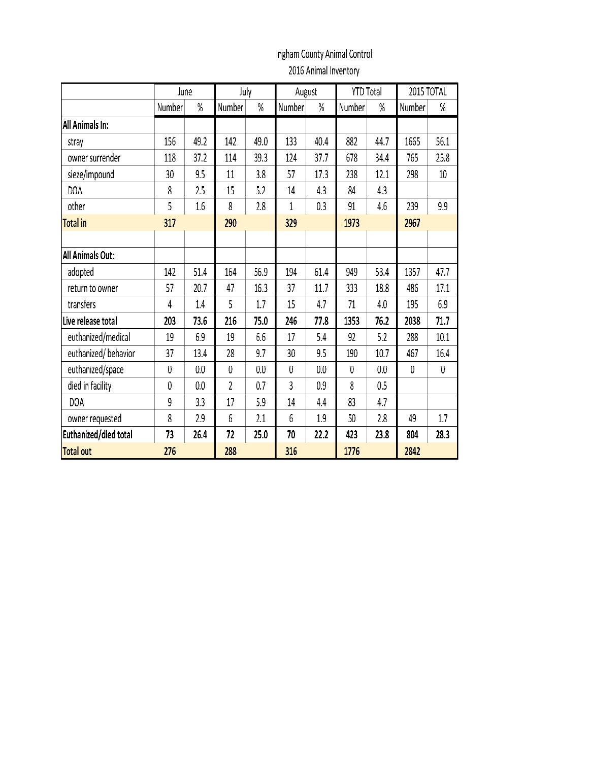Ingham County Animal Control
2016 Animal Inventory

| | June | | July | | August | | YTD Total | | 2015 TOTAL | |
|---|---|---|---|---|---|---|---|---|---|---|
| | Number | % | Number | % | Number | % | Number | % | Number | % |
| **All Animals In:** | | | | | | | | | | |
| stray | 156 | 49.2 | 142 | 49.0 | 133 | 40.4 | 882 | 44.7 | 1665 | 56.1 |
| owner surrender | 118 | 37.2 | 114 | 39.3 | 124 | 37.7 | 678 | 34.4 | 765 | 25.8 |
| sieze/impound | 30 | 9.5 | 11 | 3.8 | 57 | 17.3 | 238 | 12.1 | 298 | 10 |
| DOA | 8 | 2.5 | 15 | 5.2 | 14 | 4.3 | 84 | 4.3 | | |
| other | 5 | 1.6 | 8 | 2.8 | 1 | 0.3 | 91 | 4.6 | 239 | 9.9 |
| **Total in** | **317** | | **290** | | **329** | | **1973** | | **2967** | |
| | | | | | | | | | | |
| **All Animals Out:** | | | | | | | | | | |
| adopted | 142 | 51.4 | 164 | 56.9 | 194 | 61.4 | 949 | 53.4 | 1357 | 47.7 |
| return to owner | 57 | 20.7 | 47 | 16.3 | 37 | 11.7 | 333 | 18.8 | 486 | 17.1 |
| transfers | 4 | 1.4 | 5 | 1.7 | 15 | 4.7 | 71 | 4.0 | 195 | 6.9 |
| **Live release total** | **203** | **73.6** | **216** | **75.0** | **246** | **77.8** | **1353** | **76.2** | **2038** | **71.7** |
| euthanized/medical | 19 | 6.9 | 19 | 6.6 | 17 | 5.4 | 92 | 5.2 | 288 | 10.1 |
| euthanized/ behavior | 37 | 13.4 | 28 | 9.7 | 30 | 9.5 | 190 | 10.7 | 467 | 16.4 |
| euthanized/space | 0 | 0.0 | 0 | 0.0 | 0 | 0.0 | 0 | 0.0 | 0 | 0 |
| died in facility | 0 | 0.0 | 2 | 0.7 | 3 | 0.9 | 8 | 0.5 | | |
| DOA | 9 | 3.3 | 17 | 5.9 | 14 | 4.4 | 83 | 4.7 | | |
| owner requested | 8 | 2.9 | 6 | 2.1 | 6 | 1.9 | 50 | 2.8 | 49 | 1.7 |
| **Euthanized/died total** | **73** | **26.4** | **72** | **25.0** | **70** | **22.2** | **423** | **23.8** | **804** | **28.3** |
| **Total out** | **276** | | **288** | | **316** | | **1776** | | **2842** | |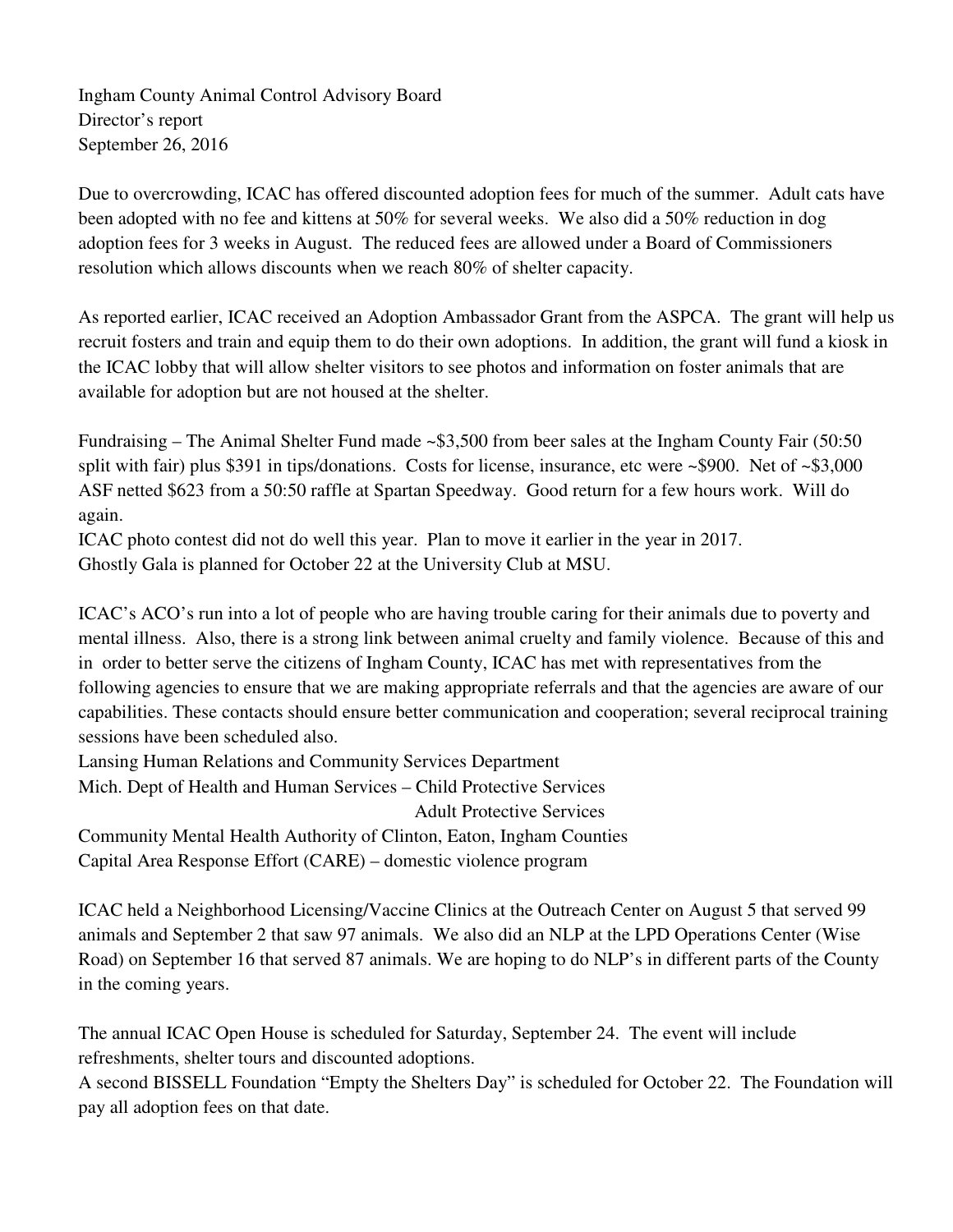Ingham County Animal Control Advisory Board
Director's report
September 26, 2016

Due to overcrowding, ICAC has offered discounted adoption fees for much of the summer. Adult cats have been adopted with no fee and kittens at 50% for several weeks. We also did a 50% reduction in dog adoption fees for 3 weeks in August. The reduced fees are allowed under a Board of Commissioners resolution which allows discounts when we reach 80% of shelter capacity.

As reported earlier, ICAC received an Adoption Ambassador Grant from the ASPCA. The grant will help us recruit fosters and train and equip them to do their own adoptions. In addition, the grant will fund a kiosk in the ICAC lobby that will allow shelter visitors to see photos and information on foster animals that are available for adoption but are not housed at the shelter.

Fundraising – The Animal Shelter Fund made ~$3,500 from beer sales at the Ingham County Fair (50:50 split with fair) plus $391 in tips/donations. Costs for license, insurance, etc were ~$900. Net of ~$3,000
ASF netted $623 from a 50:50 raffle at Spartan Speedway. Good return for a few hours work. Will do again.
ICAC photo contest did not do well this year. Plan to move it earlier in the year in 2017.
Ghostly Gala is planned for October 22 at the University Club at MSU.

ICAC's ACO's run into a lot of people who are having trouble caring for their animals due to poverty and mental illness. Also, there is a strong link between animal cruelty and family violence. Because of this and in order to better serve the citizens of Ingham County, ICAC has met with representatives from the following agencies to ensure that we are making appropriate referrals and that the agencies are aware of our capabilities. These contacts should ensure better communication and cooperation; several reciprocal training sessions have been scheduled also.

Lansing Human Relations and Community Services Department
Mich. Dept of Health and Human Services – Child Protective Services
Adult Protective Services
Community Mental Health Authority of Clinton, Eaton, Ingham Counties
Capital Area Response Effort (CARE) – domestic violence program

ICAC held a Neighborhood Licensing/Vaccine Clinics at the Outreach Center on August 5 that served 99 animals and September 2 that saw 97 animals. We also did an NLP at the LPD Operations Center (Wise Road) on September 16 that served 87 animals. We are hoping to do NLP's in different parts of the County in the coming years.

The annual ICAC Open House is scheduled for Saturday, September 24. The event will include refreshments, shelter tours and discounted adoptions.
A second BISSELL Foundation "Empty the Shelters Day" is scheduled for October 22. The Foundation will pay all adoption fees on that date.